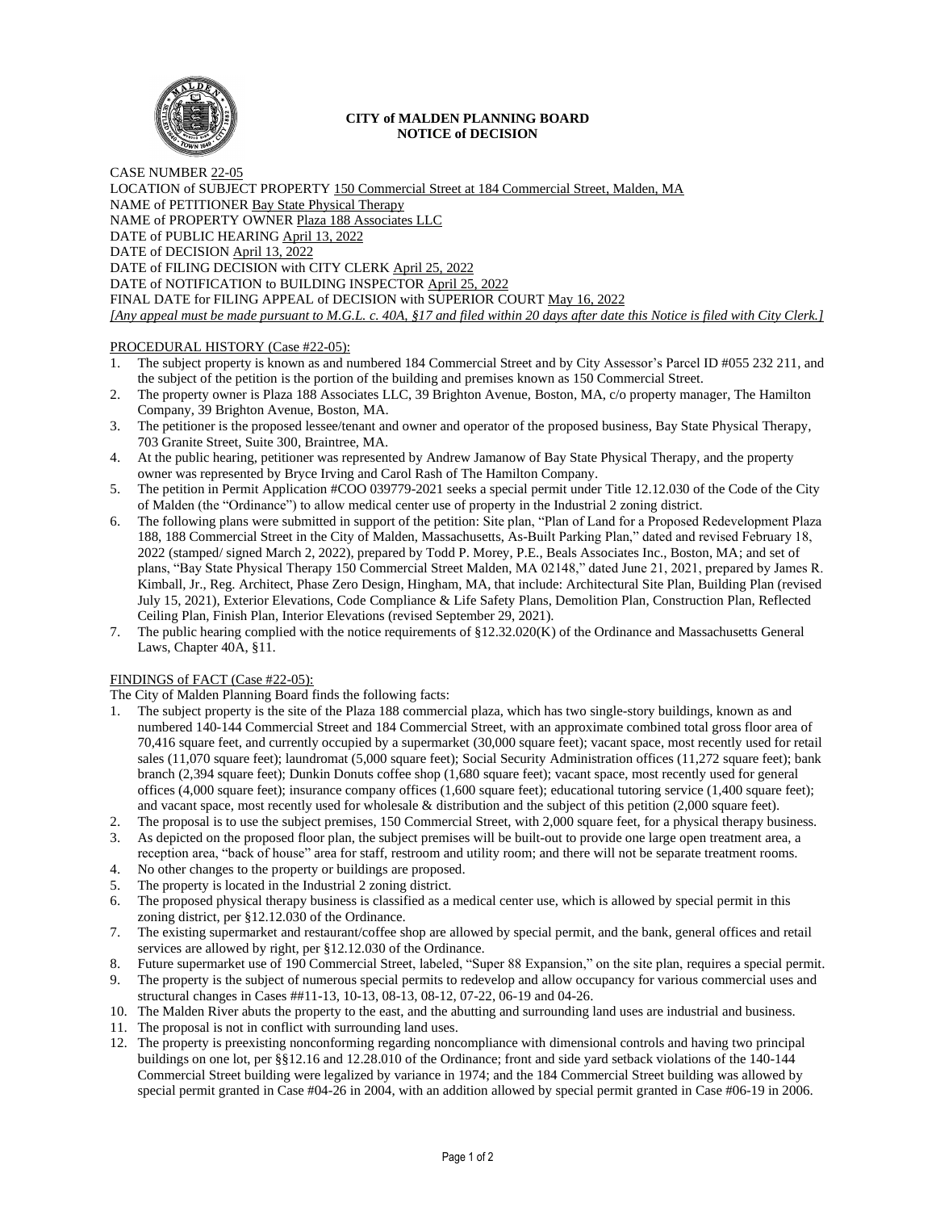**CITY of MALDEN PLANNING BOARD**
**NOTICE of DECISION**

CASE NUMBER 22-05
LOCATION of SUBJECT PROPERTY 150 Commercial Street at 184 Commercial Street, Malden, MA
NAME of PETITIONER Bay State Physical Therapy
NAME of PROPERTY OWNER Plaza 188 Associates LLC
DATE of PUBLIC HEARING April 13, 2022
DATE of DECISION April 13, 2022
DATE of FILING DECISION with CITY CLERK April 25, 2022
DATE of NOTIFICATION to BUILDING INSPECTOR April 25, 2022
FINAL DATE for FILING APPEAL of DECISION with SUPERIOR COURT May 16, 2022
*[Any appeal must be made pursuant to M.G.L. c. 40A, §17 and filed within 20 days after date this Notice is filed with City Clerk.]*

PROCEDURAL HISTORY (Case #22-05):

1. The subject property is known as and numbered 184 Commercial Street and by City Assessor's Parcel ID #055 232 211, and the subject of the petition is the portion of the building and premises known as 150 Commercial Street.
2. The property owner is Plaza 188 Associates LLC, 39 Brighton Avenue, Boston, MA, c/o property manager, The Hamilton Company, 39 Brighton Avenue, Boston, MA.
3. The petitioner is the proposed lessee/tenant and owner and operator of the proposed business, Bay State Physical Therapy, 703 Granite Street, Suite 300, Braintree, MA.
4. At the public hearing, petitioner was represented by Andrew Jamanow of Bay State Physical Therapy, and the property owner was represented by Bryce Irving and Carol Rash of The Hamilton Company.
5. The petition in Permit Application #COO 039779-2021 seeks a special permit under Title 12.12.030 of the Code of the City of Malden (the "Ordinance") to allow medical center use of property in the Industrial 2 zoning district.
6. The following plans were submitted in support of the petition: Site plan, "Plan of Land for a Proposed Redevelopment Plaza 188, 188 Commercial Street in the City of Malden, Massachusetts, As-Built Parking Plan," dated and revised February 18, 2022 (stamped/ signed March 2, 2022), prepared by Todd P. Morey, P.E., Beals Associates Inc., Boston, MA; and set of plans, "Bay State Physical Therapy 150 Commercial Street Malden, MA 02148," dated June 21, 2021, prepared by James R. Kimball, Jr., Reg. Architect, Phase Zero Design, Hingham, MA, that include: Architectural Site Plan, Building Plan (revised July 15, 2021), Exterior Elevations, Code Compliance & Life Safety Plans, Demolition Plan, Construction Plan, Reflected Ceiling Plan, Finish Plan, Interior Elevations (revised September 29, 2021).
7. The public hearing complied with the notice requirements of §12.32.020(K) of the Ordinance and Massachusetts General Laws, Chapter 40A, §11.

FINDINGS of FACT (Case #22-05):

The City of Malden Planning Board finds the following facts:

1. The subject property is the site of the Plaza 188 commercial plaza, which has two single-story buildings, known as and numbered 140-144 Commercial Street and 184 Commercial Street, with an approximate combined total gross floor area of 70,416 square feet, and currently occupied by a supermarket (30,000 square feet); vacant space, most recently used for retail sales (11,070 square feet); laundromat (5,000 square feet); Social Security Administration offices (11,272 square feet); bank branch (2,394 square feet); Dunkin Donuts coffee shop (1,680 square feet); vacant space, most recently used for general offices (4,000 square feet); insurance company offices (1,600 square feet); educational tutoring service (1,400 square feet); and vacant space, most recently used for wholesale & distribution and the subject of this petition (2,000 square feet).
2. The proposal is to use the subject premises, 150 Commercial Street, with 2,000 square feet, for a physical therapy business.
3. As depicted on the proposed floor plan, the subject premises will be built-out to provide one large open treatment area, a reception area, "back of house" area for staff, restroom and utility room; and there will not be separate treatment rooms.
4. No other changes to the property or buildings are proposed.
5. The property is located in the Industrial 2 zoning district.
6. The proposed physical therapy business is classified as a medical center use, which is allowed by special permit in this zoning district, per §12.12.030 of the Ordinance.
7. The existing supermarket and restaurant/coffee shop are allowed by special permit, and the bank, general offices and retail services are allowed by right, per §12.12.030 of the Ordinance.
8. Future supermarket use of 190 Commercial Street, labeled, "Super 88 Expansion," on the site plan, requires a special permit.
9. The property is the subject of numerous special permits to redevelop and allow occupancy for various commercial uses and structural changes in Cases ##11-13, 10-13, 08-13, 08-12, 07-22, 06-19 and 04-26.
10. The Malden River abuts the property to the east, and the abutting and surrounding land uses are industrial and business.
11. The proposal is not in conflict with surrounding land uses.
12. The property is preexisting nonconforming regarding noncompliance with dimensional controls and having two principal buildings on one lot, per §§12.16 and 12.28.010 of the Ordinance; front and side yard setback violations of the 140-144 Commercial Street building were legalized by variance in 1974; and the 184 Commercial Street building was allowed by special permit granted in Case #04-26 in 2004, with an addition allowed by special permit granted in Case #06-19 in 2006.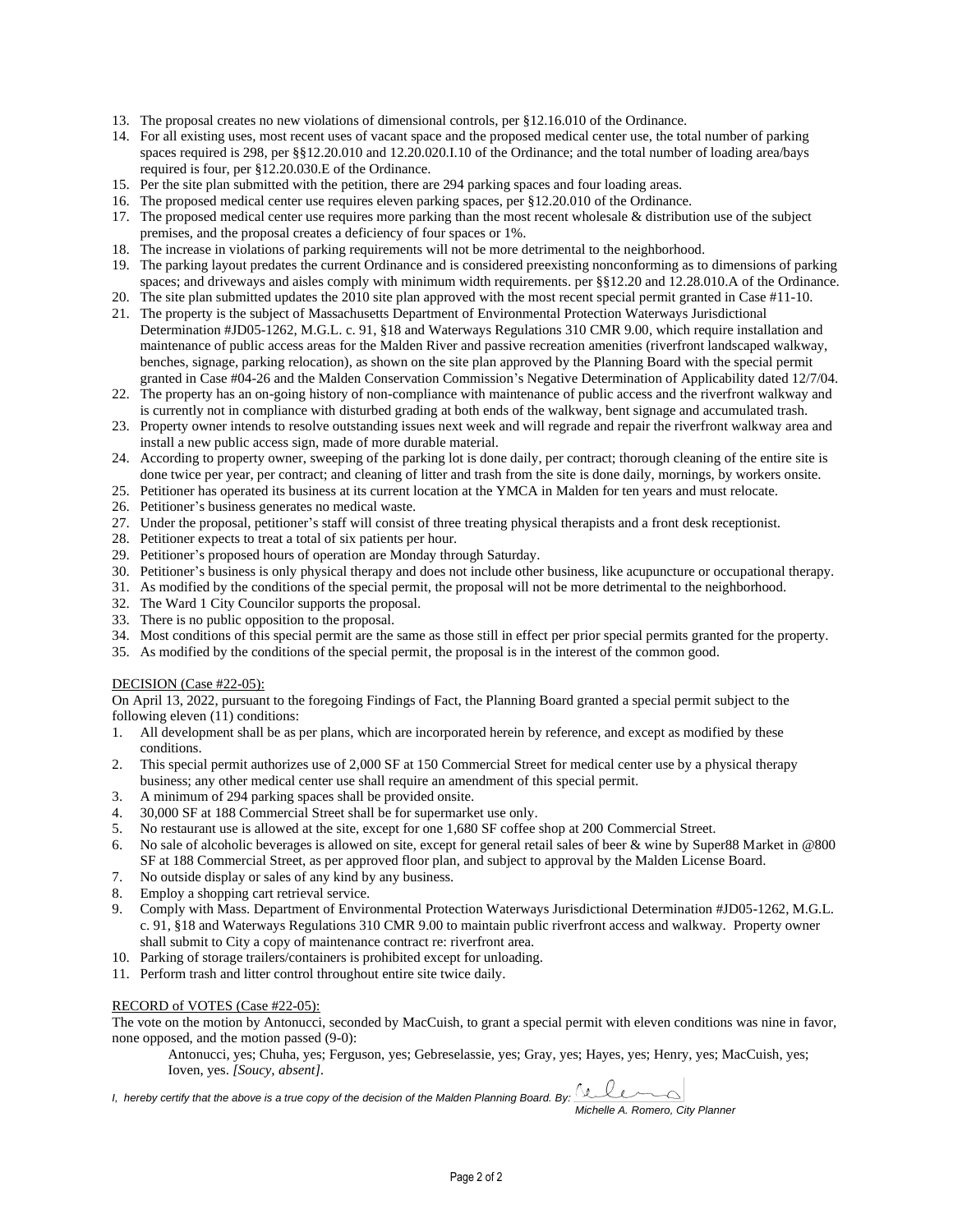13. The proposal creates no new violations of dimensional controls, per §12.16.010 of the Ordinance.
14. For all existing uses, most recent uses of vacant space and the proposed medical center use, the total number of parking spaces required is 298, per §§12.20.010 and 12.20.020.I.10 of the Ordinance; and the total number of loading area/bays required is four, per §12.20.030.E of the Ordinance.
15. Per the site plan submitted with the petition, there are 294 parking spaces and four loading areas.
16. The proposed medical center use requires eleven parking spaces, per §12.20.010 of the Ordinance.
17. The proposed medical center use requires more parking than the most recent wholesale & distribution use of the subject premises, and the proposal creates a deficiency of four spaces or 1%.
18. The increase in violations of parking requirements will not be more detrimental to the neighborhood.
19. The parking layout predates the current Ordinance and is considered preexisting nonconforming as to dimensions of parking spaces; and driveways and aisles comply with minimum width requirements. per §§12.20 and 12.28.010.A of the Ordinance.
20. The site plan submitted updates the 2010 site plan approved with the most recent special permit granted in Case #11-10.
21. The property is the subject of Massachusetts Department of Environmental Protection Waterways Jurisdictional Determination #JD05-1262, M.G.L. c. 91, §18 and Waterways Regulations 310 CMR 9.00, which require installation and maintenance of public access areas for the Malden River and passive recreation amenities (riverfront landscaped walkway, benches, signage, parking relocation), as shown on the site plan approved by the Planning Board with the special permit granted in Case #04-26 and the Malden Conservation Commission's Negative Determination of Applicability dated 12/7/04.
22. The property has an on-going history of non-compliance with maintenance of public access and the riverfront walkway and is currently not in compliance with disturbed grading at both ends of the walkway, bent signage and accumulated trash.
23. Property owner intends to resolve outstanding issues next week and will regrade and repair the riverfront walkway area and install a new public access sign, made of more durable material.
24. According to property owner, sweeping of the parking lot is done daily, per contract; thorough cleaning of the entire site is done twice per year, per contract; and cleaning of litter and trash from the site is done daily, mornings, by workers onsite.
25. Petitioner has operated its business at its current location at the YMCA in Malden for ten years and must relocate.
26. Petitioner's business generates no medical waste.
27. Under the proposal, petitioner's staff will consist of three treating physical therapists and a front desk receptionist.
28. Petitioner expects to treat a total of six patients per hour.
29. Petitioner's proposed hours of operation are Monday through Saturday.
30. Petitioner's business is only physical therapy and does not include other business, like acupuncture or occupational therapy.
31. As modified by the conditions of the special permit, the proposal will not be more detrimental to the neighborhood.
32. The Ward 1 City Councilor supports the proposal.
33. There is no public opposition to the proposal.
34. Most conditions of this special permit are the same as those still in effect per prior special permits granted for the property.
35. As modified by the conditions of the special permit, the proposal is in the interest of the common good.

DECISION (Case #22-05):

On April 13, 2022, pursuant to the foregoing Findings of Fact, the Planning Board granted a special permit subject to the following eleven (11) conditions:

1. All development shall be as per plans, which are incorporated herein by reference, and except as modified by these conditions.
2. This special permit authorizes use of 2,000 SF at 150 Commercial Street for medical center use by a physical therapy business; any other medical center use shall require an amendment of this special permit.
3. A minimum of 294 parking spaces shall be provided onsite.
4. 30,000 SF at 188 Commercial Street shall be for supermarket use only.
5. No restaurant use is allowed at the site, except for one 1,680 SF coffee shop at 200 Commercial Street.
6. No sale of alcoholic beverages is allowed on site, except for general retail sales of beer & wine by Super88 Market in @800 SF at 188 Commercial Street, as per approved floor plan, and subject to approval by the Malden License Board.
7. No outside display or sales of any kind by any business.
8. Employ a shopping cart retrieval service.
9. Comply with Mass. Department of Environmental Protection Waterways Jurisdictional Determination #JD05-1262, M.G.L. c. 91, §18 and Waterways Regulations 310 CMR 9.00 to maintain public riverfront access and walkway. Property owner shall submit to City a copy of maintenance contract re: riverfront area.
10. Parking of storage trailers/containers is prohibited except for unloading.
11. Perform trash and litter control throughout entire site twice daily.

RECORD of VOTES (Case #22-05):

The vote on the motion by Antonucci, seconded by MacCuish, to grant a special permit with eleven conditions was nine in favor, none opposed, and the motion passed (9-0):

Antonucci, yes; Chuha, yes; Ferguson, yes; Gebreselassie, yes; Gray, yes; Hayes, yes; Henry, yes; MacCuish, yes; Ioven, yes. *[Soucy, absent].*

*I, hereby certify that the above is a true copy of the decision of the Malden Planning Board. By:*

*Michelle A. Romero, City Planner*